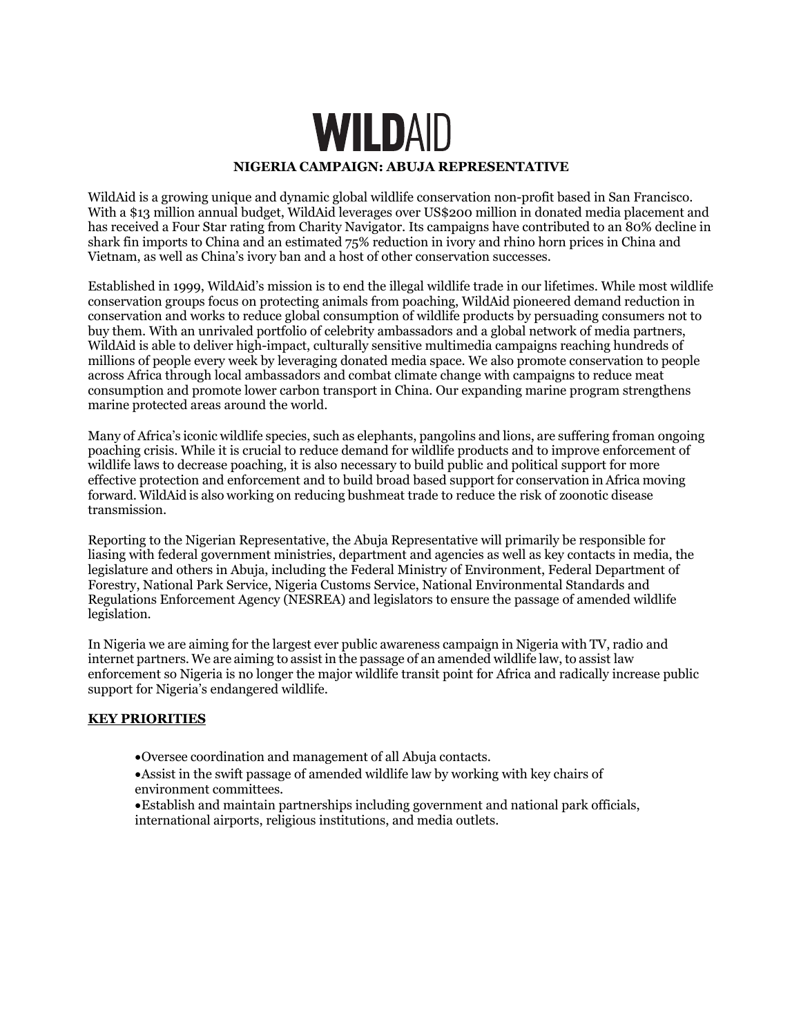# WILDAID

**NIGERIA CAMPAIGN: ABUJA REPRESENTATIVE**

WildAid is a growing unique and dynamic global wildlife conservation non-profit based in San Francisco. With a $13 million annual budget, WildAid leverages over US$200 million in donated media placement and has received a Four Star rating from Charity Navigator. Its campaigns have contributed to an 80% decline in shark fin imports to China and an estimated 75% reduction in ivory and rhino horn prices in China and Vietnam, as well as China's ivory ban and a host of other conservation successes.

Established in 1999, WildAid's mission is to end the illegal wildlife trade in our lifetimes. While most wildlife conservation groups focus on protecting animals from poaching, WildAid pioneered demand reduction in conservation and works to reduce global consumption of wildlife products by persuading consumers not to buy them. With an unrivaled portfolio of celebrity ambassadors and a global network of media partners, WildAid is able to deliver high-impact, culturally sensitive multimedia campaigns reaching hundreds of millions of people every week by leveraging donated media space. We also promote conservation to people across Africa through local ambassadors and combat climate change with campaigns to reduce meat consumption and promote lower carbon transport in China. Our expanding marine program strengthens marine protected areas around the world.

Many of Africa's iconic wildlife species, such as elephants, pangolins and lions, are suffering froman ongoing poaching crisis. While it is crucial to reduce demand for wildlife products and to improve enforcement of wildlife laws to decrease poaching, it is also necessary to build public and political support for more effective protection and enforcement and to build broad based support for conservation in Africa moving forward. WildAid is also working on reducing bushmeat trade to reduce the risk of zoonotic disease transmission.

Reporting to the Nigerian Representative, the Abuja Representative will primarily be responsible for liasing with federal government ministries, department and agencies as well as key contacts in media, the legislature and others in Abuja, including the Federal Ministry of Environment, Federal Department of Forestry, National Park Service, Nigeria Customs Service, National Environmental Standards and Regulations Enforcement Agency (NESREA) and legislators to ensure the passage of amended wildlife legislation.

In Nigeria we are aiming for the largest ever public awareness campaign in Nigeria with TV, radio and internet partners. We are aiming to assist in the passage of an amended wildlife law, to assist law enforcement so Nigeria is no longer the major wildlife transit point for Africa and radically increase public support for Nigeria's endangered wildlife.

**KEY PRIORITIES**

- Oversee coordination and management of all Abuja contacts.
- Assist in the swift passage of amended wildlife law by working with key chairs of environment committees.
- Establish and maintain partnerships including government and national park officials, international airports, religious institutions, and media outlets.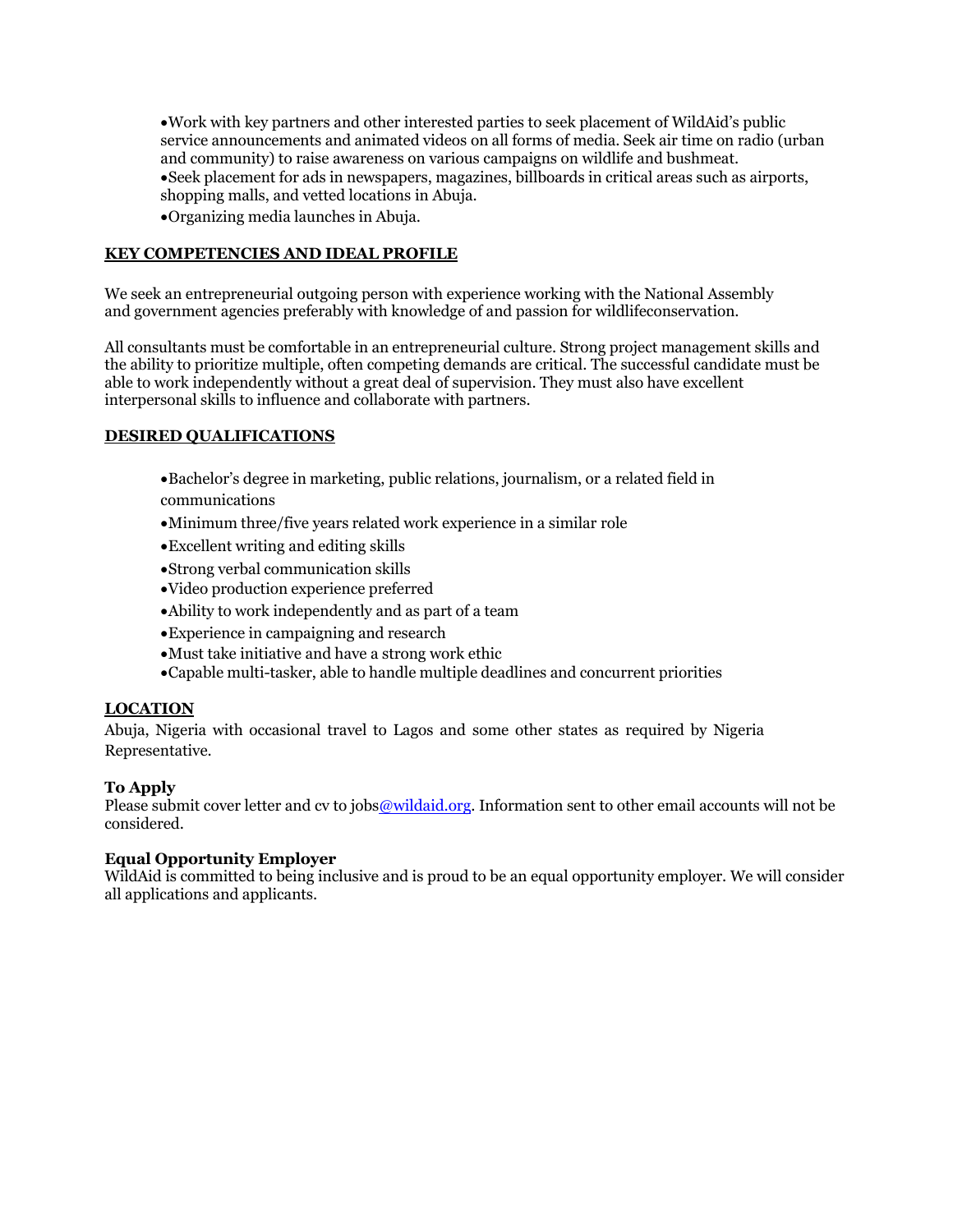- Work with key partners and other interested parties to seek placement of WildAid's public service announcements and animated videos on all forms of media. Seek air time on radio (urban and community) to raise awareness on various campaigns on wildlife and bushmeat.
- Seek placement for ads in newspapers, magazines, billboards in critical areas such as airports, shopping malls, and vetted locations in Abuja.
- Organizing media launches in Abuja.

## KEY COMPETENCIES AND IDEAL PROFILE

We seek an entrepreneurial outgoing person with experience working with the National Assembly and government agencies preferably with knowledge of and passion for wildlifeconservation.

All consultants must be comfortable in an entrepreneurial culture. Strong project management skills and the ability to prioritize multiple, often competing demands are critical. The successful candidate must be able to work independently without a great deal of supervision. They must also have excellent interpersonal skills to influence and collaborate with partners.

## DESIRED QUALIFICATIONS

- Bachelor's degree in marketing, public relations, journalism, or a related field in communications
- Minimum three/five years related work experience in a similar role
- Excellent writing and editing skills
- Strong verbal communication skills
- Video production experience preferred
- Ability to work independently and as part of a team
- Experience in campaigning and research
- Must take initiative and have a strong work ethic
- Capable multi-tasker, able to handle multiple deadlines and concurrent priorities

## LOCATION

Abuja, Nigeria with occasional travel to Lagos and some other states as required by Nigeria Representative.

**To Apply**

Please submit cover letter and cv to jobs@wildaid.org. Information sent to other email accounts will not be considered.

**Equal Opportunity Employer**

WildAid is committed to being inclusive and is proud to be an equal opportunity employer. We will consider all applications and applicants.